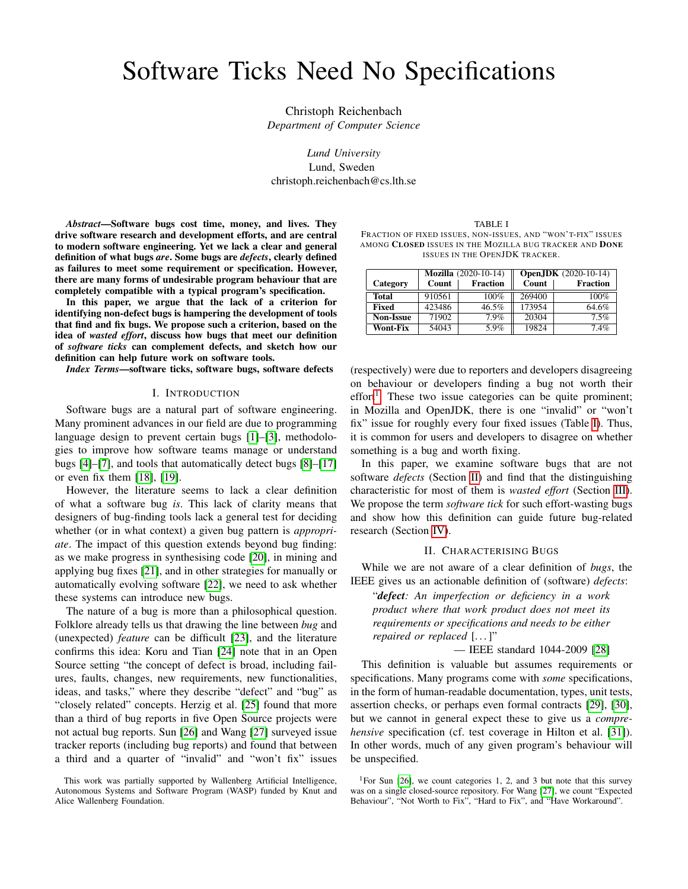# Software Ticks Need No Specifications

Christoph Reichenbach
*Department of Computer Science*

*Lund University*
Lund, Sweden
christoph.reichenbach@cs.lth.se

***Abstract*—Software bugs cost time, money, and lives. They drive software research and development efforts, and are central to modern software engineering. Yet we lack a clear and general definition of what bugs *are*. Some bugs are *defects*, clearly defined as failures to meet some requirement or specification. However, there are many forms of undesirable program behaviour that are completely compatible with a typical program's specification.**

**In this paper, we argue that the lack of a criterion for identifying non-defect bugs is hampering the development of tools that find and fix bugs. We propose such a criterion, based on the idea of *wasted effort*, discuss how bugs that meet our definition of *software ticks* can complement defects, and sketch how our definition can help future work on software tools.**

***Index Terms*—software ticks, software bugs, software defects**

## I. Introduction

Software bugs are a natural part of software engineering. Many prominent advances in our field are due to programming language design to prevent certain bugs [1]–[3], methodologies to improve how software teams manage or understand bugs [4]–[7], and tools that automatically detect bugs [8]–[17] or even fix them [18], [19].

However, the literature seems to lack a clear definition of what a software bug *is*. This lack of clarity means that designers of bug-finding tools lack a general test for deciding whether (or in what context) a given bug pattern is *appropriate*. The impact of this question extends beyond bug finding: as we make progress in synthesising code [20], in mining and applying bug fixes [21], and in other strategies for manually or automatically evolving software [22], we need to ask whether these systems can introduce new bugs.

The nature of a bug is more than a philosophical question. Folklore already tells us that drawing the line between *bug* and (unexpected) *feature* can be difficult [23], and the literature confirms this idea: Koru and Tian [24] note that in an Open Source setting "the concept of defect is broad, including failures, faults, changes, new requirements, new functionalities, ideas, and tasks," where they describe "defect" and "bug" as "closely related" concepts. Herzig et al. [25] found that more than a third of bug reports in five Open Source projects were not actual bug reports. Sun [26] and Wang [27] surveyed issue tracker reports (including bug reports) and found that between a third and a quarter of "invalid" and "won't fix" issues (respectively) were due to reporters and developers disagreeing on behaviour or developers finding a bug not worth their effort[1]. These two issue categories can be quite prominent; in Mozilla and OpenJDK, there is one "invalid" or "won't fix" issue for roughly every four fixed issues (Table I). Thus, it is common for users and developers to disagree on whether something is a bug and worth fixing.

TABLE I
Fraction of fixed issues, non-issues, and "won't-fix" issues among **Closed** issues in the Mozilla bug tracker and **Done** issues in the OpenJDK tracker.

| Category | **Mozilla** (2020-10-14) | | **OpenJDK** (2020-10-14) | |
|---|---|---|---|---|
| | **Count** | **Fraction** | **Count** | **Fraction** |
| **Total** | 910561 | 100% | 269400 | 100% |
| **Fixed** | 423486 | 46.5% | 173954 | 64.6% |
| **Non-Issue** | 71902 | 7.9% | 20304 | 7.5% |
| **Wont-Fix** | 54043 | 5.9% | 19824 | 7.4% |

In this paper, we examine software bugs that are not software *defects* (Section II) and find that the distinguishing characteristic for most of them is *wasted effort* (Section III). We propose the term *software tick* for such effort-wasting bugs and show how this definition can guide future bug-related research (Section IV).

## II. Characterising Bugs

While we are not aware of a clear definition of *bugs*, the IEEE gives us an actionable definition of (software) *defects*:

> "***defect****: An imperfection or deficiency in a work product where that work product does not meet its requirements or specifications and needs to be either repaired or replaced* [...]"
>
> — IEEE standard 1044-2009 [28]

This definition is valuable but assumes requirements or specifications. Many programs come with *some* specifications, in the form of human-readable documentation, types, unit tests, assertion checks, or perhaps even formal contracts [29], [30], but we cannot in general expect these to give us a *comprehensive* specification (cf. test coverage in Hilton et al. [31]). In other words, much of any given program's behaviour will be unspecified.

[1]For Sun [26], we count categories 1, 2, and 3 but note that this survey was on a single closed-source repository. For Wang [27], we count "Expected Behaviour", "Not Worth to Fix", "Hard to Fix", and "Have Workaround".

This work was partially supported by Wallenberg Artificial Intelligence, Autonomous Systems and Software Program (WASP) funded by Knut and Alice Wallenberg Foundation.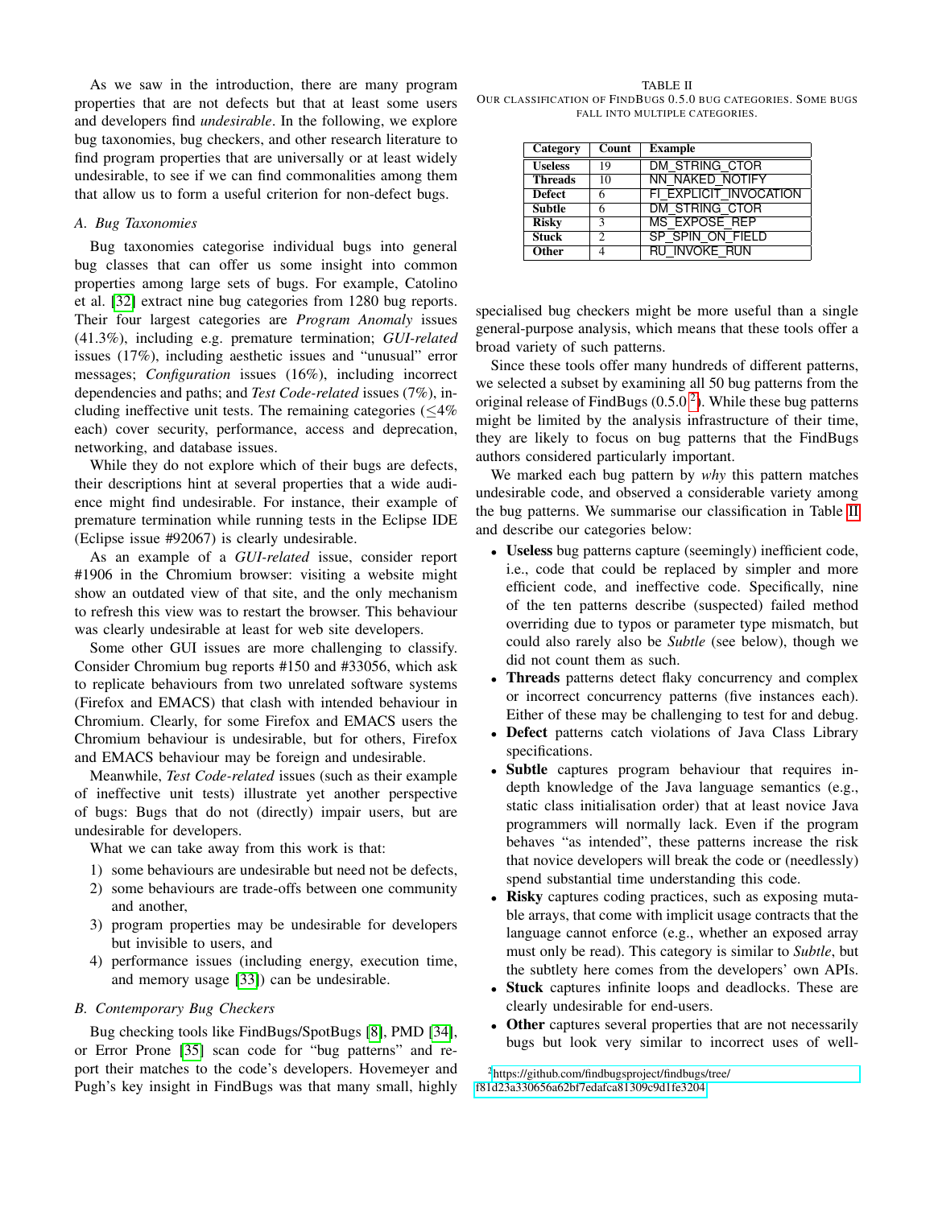As we saw in the introduction, there are many program properties that are not defects but that at least some users and developers find *undesirable*. In the following, we explore bug taxonomies, bug checkers, and other research literature to find program properties that are universally or at least widely undesirable, to see if we can find commonalities among them that allow us to form a useful criterion for non-defect bugs.

### A. Bug Taxonomies

Bug taxonomies categorise individual bugs into general bug classes that can offer us some insight into common properties among large sets of bugs. For example, Catolino et al. [32] extract nine bug categories from 1280 bug reports. Their four largest categories are *Program Anomaly* issues (41.3%), including e.g. premature termination; *GUI-related* issues (17%), including aesthetic issues and "unusual" error messages; *Configuration* issues (16%), including incorrect dependencies and paths; and *Test Code-related* issues (7%), including ineffective unit tests. The remaining categories ($\leq$4% each) cover security, performance, access and deprecation, networking, and database issues.

While they do not explore which of their bugs are defects, their descriptions hint at several properties that a wide audience might find undesirable. For instance, their example of premature termination while running tests in the Eclipse IDE (Eclipse issue #92067) is clearly undesirable.

As an example of a *GUI-related* issue, consider report #1906 in the Chromium browser: visiting a website might show an outdated view of that site, and the only mechanism to refresh this view was to restart the browser. This behaviour was clearly undesirable at least for web site developers.

Some other GUI issues are more challenging to classify. Consider Chromium bug reports #150 and #33056, which ask to replicate behaviours from two unrelated software systems (Firefox and EMACS) that clash with intended behaviour in Chromium. Clearly, for some Firefox and EMACS users the Chromium behaviour is undesirable, but for others, Firefox and EMACS behaviour may be foreign and undesirable.

Meanwhile, *Test Code-related* issues (such as their example of ineffective unit tests) illustrate yet another perspective of bugs: Bugs that do not (directly) impair users, but are undesirable for developers.

What we can take away from this work is that:

1) some behaviours are undesirable but need not be defects,
2) some behaviours are trade-offs between one community and another,
3) program properties may be undesirable for developers but invisible to users, and
4) performance issues (including energy, execution time, and memory usage [33]) can be undesirable.

### B. Contemporary Bug Checkers

Bug checking tools like FindBugs/SpotBugs [8], PMD [34], or Error Prone [35] scan code for "bug patterns" and report their matches to the code's developers. Hovemeyer and Pugh's key insight in FindBugs was that many small, highly specialised bug checkers might be more useful than a single general-purpose analysis, which means that these tools offer a broad variety of such patterns.

Since these tools offer many hundreds of different patterns, we selected a subset by examining all 50 bug patterns from the original release of FindBugs (0.5.0 [2]). While these bug patterns might be limited by the analysis infrastructure of their time, they are likely to focus on bug patterns that the FindBugs authors considered particularly important.

We marked each bug pattern by *why* this pattern matches undesirable code, and observed a considerable variety among the bug patterns. We summarise our classification in Table II and describe our categories below:

TABLE II
OUR CLASSIFICATION OF FINDBUGS 0.5.0 BUG CATEGORIES. SOME BUGS FALL INTO MULTIPLE CATEGORIES.

| Category | Count | Example |
|---|---|---|
| **Useless** | 19 | DM_STRING_CTOR |
| **Threads** | 10 | NN_NAKED_NOTIFY |
| **Defect** | 6 | FI_EXPLICIT_INVOCATION |
| **Subtle** | 6 | DM_STRING_CTOR |
| **Risky** | 3 | MS_EXPOSE_REP |
| **Stuck** | 2 | SP_SPIN_ON_FIELD |
| **Other** | 4 | RU_INVOKE_RUN |

- **Useless** bug patterns capture (seemingly) inefficient code, i.e., code that could be replaced by simpler and more efficient code, and ineffective code. Specifically, nine of the ten patterns describe (suspected) failed method overriding due to typos or parameter type mismatch, but could also rarely also be *Subtle* (see below), though we did not count them as such.
- **Threads** patterns detect flaky concurrency and complex or incorrect concurrency patterns (five instances each). Either of these may be challenging to test for and debug.
- **Defect** patterns catch violations of Java Class Library specifications.
- **Subtle** captures program behaviour that requires in-depth knowledge of the Java language semantics (e.g., static class initialisation order) that at least novice Java programmers will normally lack. Even if the program behaves "as intended", these patterns increase the risk that novice developers will break the code or (needlessly) spend substantial time understanding this code.
- **Risky** captures coding practices, such as exposing mutable arrays, that come with implicit usage contracts that the language cannot enforce (e.g., whether an exposed array must only be read). This category is similar to *Subtle*, but the subtlety here comes from the developers' own APIs.
- **Stuck** captures infinite loops and deadlocks. These are clearly undesirable for end-users.
- **Other** captures several properties that are not necessarily bugs but look very similar to incorrect uses of well-

[2] https://github.com/findbugsproject/findbugs/tree/f81d23a330656a62bf7edafca81309c9d1fe3204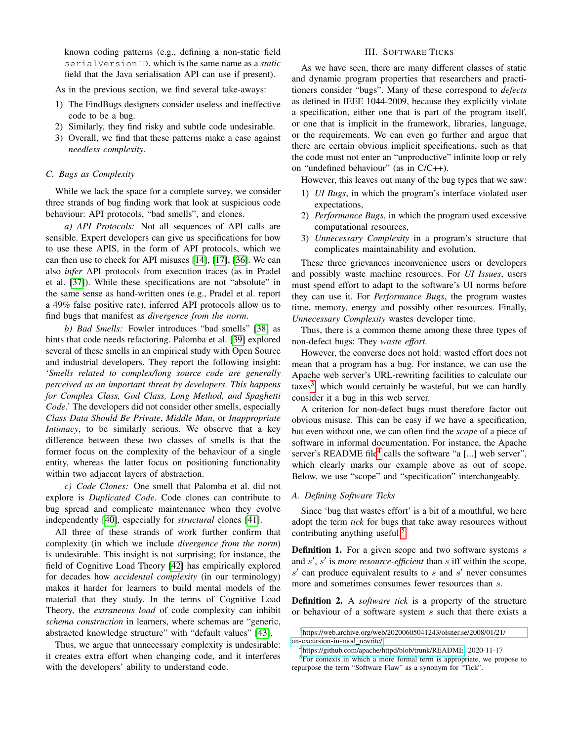known coding patterns (e.g., defining a non-static field `serialVersionID`, which is the same name as a *static* field that the Java serialisation API can use if present).

As in the previous section, we find several take-aways:

1) The FindBugs designers consider useless and ineffective code to be a bug.
2) Similarly, they find risky and subtle code undesirable.
3) Overall, we find that these patterns make a case against *needless complexity*.

### C. Bugs as Complexity

While we lack the space for a complete survey, we consider three strands of bug finding work that look at suspicious code behaviour: API protocols, "bad smells", and clones.

*a) API Protocols:* Not all sequences of API calls are sensible. Expert developers can give us specifications for how to use these APIS, in the form of API protocols, which we can then use to check for API misuses [14], [17], [36]. We can also *infer* API protocols from execution traces (as in Pradel et al. [37]). While these specifications are not "absolute" in the same sense as hand-written ones (e.g., Pradel et al. report a 49% false positive rate), inferred API protocols allow us to find bugs that manifest as *divergence from the norm*.

*b) Bad Smells:* Fowler introduces "bad smells" [38] as hints that code needs refactoring. Palomba et al. [39] explored several of these smells in an empirical study with Open Source and industrial developers. They report the following insight: '*Smells related to complex/long source code are generally perceived as an important threat by developers. This happens for Complex Class, God Class, Long Method, and Spaghetti Code*.' The developers did not consider other smells, especially *Class Data Should Be Private*, *Middle Man*, or *Inappropriate Intimacy*, to be similarly serious. We observe that a key difference between these two classes of smells is that the former focus on the complexity of the behaviour of a single entity, whereas the latter focus on positioning functionality within two adjacent layers of abstraction.

*c) Code Clones:* One smell that Palomba et al. did not explore is *Duplicated Code*. Code clones can contribute to bug spread and complicate maintenance when they evolve independently [40], especially for *structural* clones [41].

All three of these strands of work further confirm that complexity (in which we include *divergence from the norm*) is undesirable. This insight is not surprising; for instance, the field of Cognitive Load Theory [42] has empirically explored for decades how *accidental complexity* (in our terminology) makes it harder for learners to build mental models of the material that they study. In the terms of Cognitive Load Theory, the *extraneous load* of code complexity can inhibit *schema construction* in learners, where schemas are "generic, abstracted knowledge structure" with "default values" [43].

Thus, we argue that unnecessary complexity is undesirable: it creates extra effort when changing code, and it interferes with the developers' ability to understand code.

## III. Software Ticks

As we have seen, there are many different classes of static and dynamic program properties that researchers and practitioners consider "bugs". Many of these correspond to *defects* as defined in IEEE 1044-2009, because they explicitly violate a specification, either one that is part of the program itself, or one that is implicit in the framework, libraries, language, or the requirements. We can even go further and argue that there are certain obvious implicit specifications, such as that the code must not enter an "unproductive" infinite loop or rely on "undefined behaviour" (as in C/C++).

However, this leaves out many of the bug types that we saw:

1) *UI Bugs*, in which the program's interface violated user expectations,
2) *Performance Bugs*, in which the program used excessive computational resources,
3) *Unnecessary Complexity* in a program's structure that complicates maintainability and evolution.

These three grievances inconvenience users or developers and possibly waste machine resources. For *UI Issues*, users must spend effort to adapt to the software's UI norms before they can use it. For *Performance Bugs*, the program wastes time, memory, energy and possibly other resources. Finally, *Unnecessary Complexity* wastes developer time.

Thus, there is a common theme among these three types of non-defect bugs: They *waste effort*.

However, the converse does not hold: wasted effort does not mean that a program has a bug. For instance, we can use the Apache web server's URL-rewriting facilities to calculate our taxes[3] which would certainly be wasteful, but we can hardly consider it a bug in this web server.

A criterion for non-defect bugs must therefore factor out obvious misuse. This can be easy if we have a specification, but even without one, we can often find the *scope* of a piece of software in informal documentation. For instance, the Apache server's README file[4] calls the software "a [...] web server", which clearly marks our example above as out of scope. Below, we use "scope" and "specification" interchangeably.

### A. Defining Software Ticks

Since 'bug that wastes effort' is a bit of a mouthful, we here adopt the term *tick* for bugs that take away resources without contributing anything useful.[5]

**Definition 1.** For a given scope and two software systems $s$ and $s'$, $s'$ is *more resource-efficient* than $s$ iff within the scope, $s'$ can produce equivalent results to $s$ and $s'$ never consumes more and sometimes consumes fewer resources than $s$.

**Definition 2.** A *software tick* is a property of the structure or behaviour of a software system $s$ such that there exists a

[3] https://web.archive.org/web/20200605041243/olsner.se/2008/01/21/an-excursion-in-mod_rewrite/

[4] https://github.com/apache/httpd/blob/trunk/README, 2020-11-17

[5] For contexts in which a more formal term is appropriate, we propose to repurpose the term "Software Flaw" as a synonym for "Tick".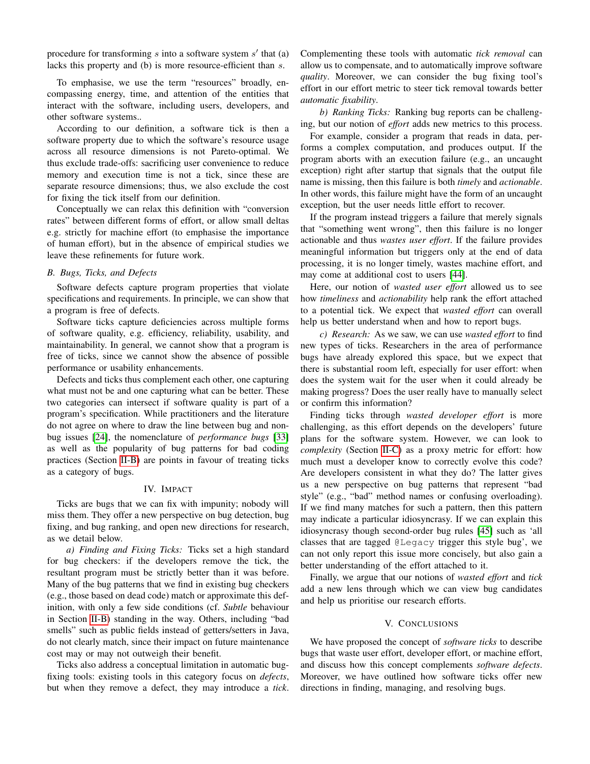procedure for transforming $s$ into a software system $s'$ that (a) lacks this property and (b) is more resource-efficient than $s$.

To emphasise, we use the term "resources" broadly, encompassing energy, time, and attention of the entities that interact with the software, including users, developers, and other software systems..

According to our definition, a software tick is then a software property due to which the software's resource usage across all resource dimensions is not Pareto-optimal. We thus exclude trade-offs: sacrificing user convenience to reduce memory and execution time is not a tick, since these are separate resource dimensions; thus, we also exclude the cost for fixing the tick itself from our definition.

Conceptually we can relax this definition with "conversion rates" between different forms of effort, or allow small deltas e.g. strictly for machine effort (to emphasise the importance of human effort), but in the absence of empirical studies we leave these refinements for future work.

### B. Bugs, Ticks, and Defects

Software defects capture program properties that violate specifications and requirements. In principle, we can show that a program is free of defects.

Software ticks capture deficiencies across multiple forms of software quality, e.g. efficiency, reliability, usability, and maintainability. In general, we cannot show that a program is free of ticks, since we cannot show the absence of possible performance or usability enhancements.

Defects and ticks thus complement each other, one capturing what must not be and one capturing what can be better. These two categories can intersect if software quality is part of a program's specification. While practitioners and the literature do not agree on where to draw the line between bug and non-bug issues [24], the nomenclature of *performance bugs* [33] as well as the popularity of bug patterns for bad coding practices (Section II-B) are points in favour of treating ticks as a category of bugs.

## IV. Impact

Ticks are bugs that we can fix with impunity; nobody will miss them. They offer a new perspective on bug detection, bug fixing, and bug ranking, and open new directions for research, as we detail below.

*a) Finding and Fixing Ticks:* Ticks set a high standard for bug checkers: if the developers remove the tick, the resultant program must be strictly better than it was before. Many of the bug patterns that we find in existing bug checkers (e.g., those based on dead code) match or approximate this definition, with only a few side conditions (cf. *Subtle* behaviour in Section II-B) standing in the way. Others, including "bad smells" such as public fields instead of getters/setters in Java, do not clearly match, since their impact on future maintenance cost may or may not outweigh their benefit.

Ticks also address a conceptual limitation in automatic bug-fixing tools: existing tools in this category focus on *defects*, but when they remove a defect, they may introduce a *tick*. Complementing these tools with automatic *tick removal* can allow us to compensate, and to automatically improve software *quality*. Moreover, we can consider the bug fixing tool's effort in our effort metric to steer tick removal towards better *automatic fixability*.

*b) Ranking Ticks:* Ranking bug reports can be challenging, but our notion of *effort* adds new metrics to this process.

For example, consider a program that reads in data, performs a complex computation, and produces output. If the program aborts with an execution failure (e.g., an uncaught exception) right after startup that signals that the output file name is missing, then this failure is both *timely* and *actionable*. In other words, this failure might have the form of an uncaught exception, but the user needs little effort to recover.

If the program instead triggers a failure that merely signals that "something went wrong", then this failure is no longer actionable and thus *wastes user effort*. If the failure provides meaningful information but triggers only at the end of data processing, it is no longer timely, wastes machine effort, and may come at additional cost to users [44].

Here, our notion of *wasted user effort* allowed us to see how *timeliness* and *actionability* help rank the effort attached to a potential tick. We expect that *wasted effort* can overall help us better understand when and how to report bugs.

*c) Research:* As we saw, we can use *wasted effort* to find new types of ticks. Researchers in the area of performance bugs have already explored this space, but we expect that there is substantial room left, especially for user effort: when does the system wait for the user when it could already be making progress? Does the user really have to manually select or confirm this information?

Finding ticks through *wasted developer effort* is more challenging, as this effort depends on the developers' future plans for the software system. However, we can look to *complexity* (Section II-C) as a proxy metric for effort: how much must a developer know to correctly evolve this code? Are developers consistent in what they do? The latter gives us a new perspective on bug patterns that represent "bad style" (e.g., "bad" method names or confusing overloading). If we find many matches for such a pattern, then this pattern may indicate a particular idiosyncrasy. If we can explain this idiosyncrasy though second-order bug rules [45] such as 'all classes that are tagged `@Legacy` trigger this style bug', we can not only report this issue more concisely, but also gain a better understanding of the effort attached to it.

Finally, we argue that our notions of *wasted effort* and *tick* add a new lens through which we can view bug candidates and help us prioritise our research efforts.

## V. Conclusions

We have proposed the concept of *software ticks* to describe bugs that waste user effort, developer effort, or machine effort, and discuss how this concept complements *software defects*. Moreover, we have outlined how software ticks offer new directions in finding, managing, and resolving bugs.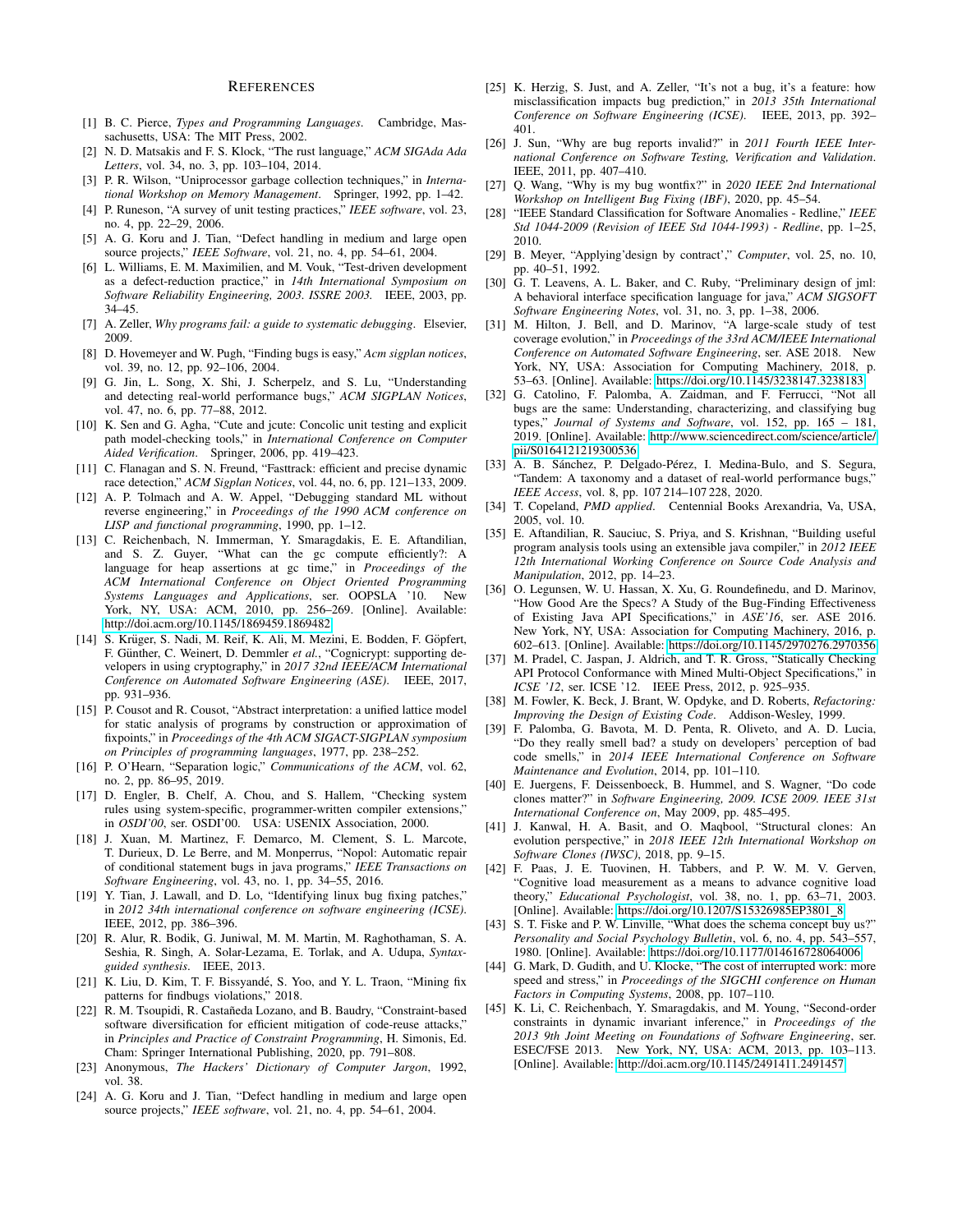# REFERENCES

[1] B. C. Pierce, *Types and Programming Languages*. Cambridge, Massachusetts, USA: The MIT Press, 2002.

[2] N. D. Matsakis and F. S. Klock, "The rust language," *ACM SIGAda Ada Letters*, vol. 34, no. 3, pp. 103–104, 2014.

[3] P. R. Wilson, "Uniprocessor garbage collection techniques," in *International Workshop on Memory Management*. Springer, 1992, pp. 1–42.

[4] P. Runeson, "A survey of unit testing practices," *IEEE software*, vol. 23, no. 4, pp. 22–29, 2006.

[5] A. G. Koru and J. Tian, "Defect handling in medium and large open source projects," *IEEE Software*, vol. 21, no. 4, pp. 54–61, 2004.

[6] L. Williams, E. M. Maximilien, and M. Vouk, "Test-driven development as a defect-reduction practice," in *14th International Symposium on Software Reliability Engineering, 2003. ISSRE 2003.* IEEE, 2003, pp. 34–45.

[7] A. Zeller, *Why programs fail: a guide to systematic debugging*. Elsevier, 2009.

[8] D. Hovemeyer and W. Pugh, "Finding bugs is easy," *Acm sigplan notices*, vol. 39, no. 12, pp. 92–106, 2004.

[9] G. Jin, L. Song, X. Shi, J. Scherpelz, and S. Lu, "Understanding and detecting real-world performance bugs," *ACM SIGPLAN Notices*, vol. 47, no. 6, pp. 77–88, 2012.

[10] K. Sen and G. Agha, "Cute and jcute: Concolic unit testing and explicit path model-checking tools," in *International Conference on Computer Aided Verification*. Springer, 2006, pp. 419–423.

[11] C. Flanagan and S. N. Freund, "Fasttrack: efficient and precise dynamic race detection," *ACM Sigplan Notices*, vol. 44, no. 6, pp. 121–133, 2009.

[12] A. P. Tolmach and A. W. Appel, "Debugging standard ML without reverse engineering," in *Proceedings of the 1990 ACM conference on LISP and functional programming*, 1990, pp. 1–12.

[13] C. Reichenbach, N. Immerman, Y. Smaragdakis, E. E. Aftandilian, and S. Z. Guyer, "What can the gc compute efficiently?: A language for heap assertions at gc time," in *Proceedings of the ACM International Conference on Object Oriented Programming Systems Languages and Applications*, ser. OOPSLA '10. New York, NY, USA: ACM, 2010, pp. 256–269. [Online]. Available: http://doi.acm.org/10.1145/1869459.1869482

[14] S. Krüger, S. Nadi, M. Reif, K. Ali, M. Mezini, E. Bodden, F. Göpfert, F. Günther, C. Weinert, D. Demmler *et al.*, "Cognicrypt: supporting developers in using cryptography," in *2017 32nd IEEE/ACM International Conference on Automated Software Engineering (ASE)*. IEEE, 2017, pp. 931–936.

[15] P. Cousot and R. Cousot, "Abstract interpretation: a unified lattice model for static analysis of programs by construction or approximation of fixpoints," in *Proceedings of the 4th ACM SIGACT-SIGPLAN symposium on Principles of programming languages*, 1977, pp. 238–252.

[16] P. O'Hearn, "Separation logic," *Communications of the ACM*, vol. 62, no. 2, pp. 86–95, 2019.

[17] D. Engler, B. Chelf, A. Chou, and S. Hallem, "Checking system rules using system-specific, programmer-written compiler extensions," in *OSDI'00*, ser. OSDI'00. USA: USENIX Association, 2000.

[18] J. Xuan, M. Martinez, F. Demarco, M. Clement, S. L. Marcote, T. Durieux, D. Le Berre, and M. Monperrus, "Nopol: Automatic repair of conditional statement bugs in java programs," *IEEE Transactions on Software Engineering*, vol. 43, no. 1, pp. 34–55, 2016.

[19] Y. Tian, J. Lawall, and D. Lo, "Identifying linux bug fixing patches," in *2012 34th international conference on software engineering (ICSE)*. IEEE, 2012, pp. 386–396.

[20] R. Alur, R. Bodik, G. Juniwal, M. M. Martin, M. Raghothaman, S. A. Seshia, R. Singh, A. Solar-Lezama, E. Torlak, and A. Udupa, *Syntax-guided synthesis*. IEEE, 2013.

[21] K. Liu, D. Kim, T. F. Bissyandé, S. Yoo, and Y. L. Traon, "Mining fix patterns for findbugs violations," 2018.

[22] R. M. Tsoupidi, R. Castañeda Lozano, and B. Baudry, "Constraint-based software diversification for efficient mitigation of code-reuse attacks," in *Principles and Practice of Constraint Programming*, H. Simonis, Ed. Cham: Springer International Publishing, 2020, pp. 791–808.

[23] Anonymous, *The Hackers' Dictionary of Computer Jargon*, 1992, vol. 38.

[24] A. G. Koru and J. Tian, "Defect handling in medium and large open source projects," *IEEE software*, vol. 21, no. 4, pp. 54–61, 2004.

[25] K. Herzig, S. Just, and A. Zeller, "It's not a bug, it's a feature: how misclassification impacts bug prediction," in *2013 35th International Conference on Software Engineering (ICSE)*. IEEE, 2013, pp. 392–401.

[26] J. Sun, "Why are bug reports invalid?" in *2011 Fourth IEEE International Conference on Software Testing, Verification and Validation*. IEEE, 2011, pp. 407–410.

[27] Q. Wang, "Why is my bug wontfix?" in *2020 IEEE 2nd International Workshop on Intelligent Bug Fixing (IBF)*, 2020, pp. 45–54.

[28] "IEEE Standard Classification for Software Anomalies - Redline," *IEEE Std 1044-2009 (Revision of IEEE Std 1044-1993) - Redline*, pp. 1–25, 2010.

[29] B. Meyer, "Applying'design by contract'," *Computer*, vol. 25, no. 10, pp. 40–51, 1992.

[30] G. T. Leavens, A. L. Baker, and C. Ruby, "Preliminary design of jml: A behavioral interface specification language for java," *ACM SIGSOFT Software Engineering Notes*, vol. 31, no. 3, pp. 1–38, 2006.

[31] M. Hilton, J. Bell, and D. Marinov, "A large-scale study of test coverage evolution," in *Proceedings of the 33rd ACM/IEEE International Conference on Automated Software Engineering*, ser. ASE 2018. New York, NY, USA: Association for Computing Machinery, 2018, p. 53–63. [Online]. Available: https://doi.org/10.1145/3238147.3238183

[32] G. Catolino, F. Palomba, A. Zaidman, and F. Ferrucci, "Not all bugs are the same: Understanding, characterizing, and classifying bug types," *Journal of Systems and Software*, vol. 152, pp. 165 – 181, 2019. [Online]. Available: http://www.sciencedirect.com/science/article/pii/S0164121219300536

[33] A. B. Sánchez, P. Delgado-Pérez, I. Medina-Bulo, and S. Segura, "Tandem: A taxonomy and a dataset of real-world performance bugs," *IEEE Access*, vol. 8, pp. 107 214–107 228, 2020.

[34] T. Copeland, *PMD applied*. Centennial Books Arexandria, Va, USA, 2005, vol. 10.

[35] E. Aftandilian, R. Sauciuc, S. Priya, and S. Krishnan, "Building useful program analysis tools using an extensible java compiler," in *2012 IEEE 12th International Working Conference on Source Code Analysis and Manipulation*, 2012, pp. 14–23.

[36] O. Legunsen, W. U. Hassan, X. Xu, G. Roundefinedu, and D. Marinov, "How Good Are the Specs? A Study of the Bug-Finding Effectiveness of Existing Java API Specifications," in *ASE'16*, ser. ASE 2016. New York, NY, USA: Association for Computing Machinery, 2016, p. 602–613. [Online]. Available: https://doi.org/10.1145/2970276.2970356

[37] M. Pradel, C. Jaspan, J. Aldrich, and T. R. Gross, "Statically Checking API Protocol Conformance with Mined Multi-Object Specifications," in *ICSE '12*, ser. ICSE '12. IEEE Press, 2012, p. 925–935.

[38] M. Fowler, K. Beck, J. Brant, W. Opdyke, and D. Roberts, *Refactoring: Improving the Design of Existing Code*. Addison-Wesley, 1999.

[39] F. Palomba, G. Bavota, M. D. Penta, R. Oliveto, and A. D. Lucia, "Do they really smell bad? a study on developers' perception of bad code smells," in *2014 IEEE International Conference on Software Maintenance and Evolution*, 2014, pp. 101–110.

[40] E. Juergens, F. Deissenboeck, B. Hummel, and S. Wagner, "Do code clones matter?" in *Software Engineering, 2009. ICSE 2009. IEEE 31st International Conference on*, May 2009, pp. 485–495.

[41] J. Kanwal, H. A. Basit, and O. Maqbool, "Structural clones: An evolution perspective," in *2018 IEEE 12th International Workshop on Software Clones (IWSC)*, 2018, pp. 9–15.

[42] F. Paas, J. E. Tuovinen, H. Tabbers, and P. W. M. V. Gerven, "Cognitive load measurement as a means to advance cognitive load theory," *Educational Psychologist*, vol. 38, no. 1, pp. 63–71, 2003. [Online]. Available: https://doi.org/10.1207/S15326985EP3801_8

[43] S. T. Fiske and P. W. Linville, "What does the schema concept buy us?" *Personality and Social Psychology Bulletin*, vol. 6, no. 4, pp. 543–557, 1980. [Online]. Available: https://doi.org/10.1177/014616728064006

[44] G. Mark, D. Gudith, and U. Klocke, "The cost of interrupted work: more speed and stress," in *Proceedings of the SIGCHI conference on Human Factors in Computing Systems*, 2008, pp. 107–110.

[45] K. Li, C. Reichenbach, Y. Smaragdakis, and M. Young, "Second-order constraints in dynamic invariant inference," in *Proceedings of the 2013 9th Joint Meeting on Foundations of Software Engineering*, ser. ESEC/FSE 2013. New York, NY, USA: ACM, 2013, pp. 103–113. [Online]. Available: http://doi.acm.org/10.1145/2491411.2491457